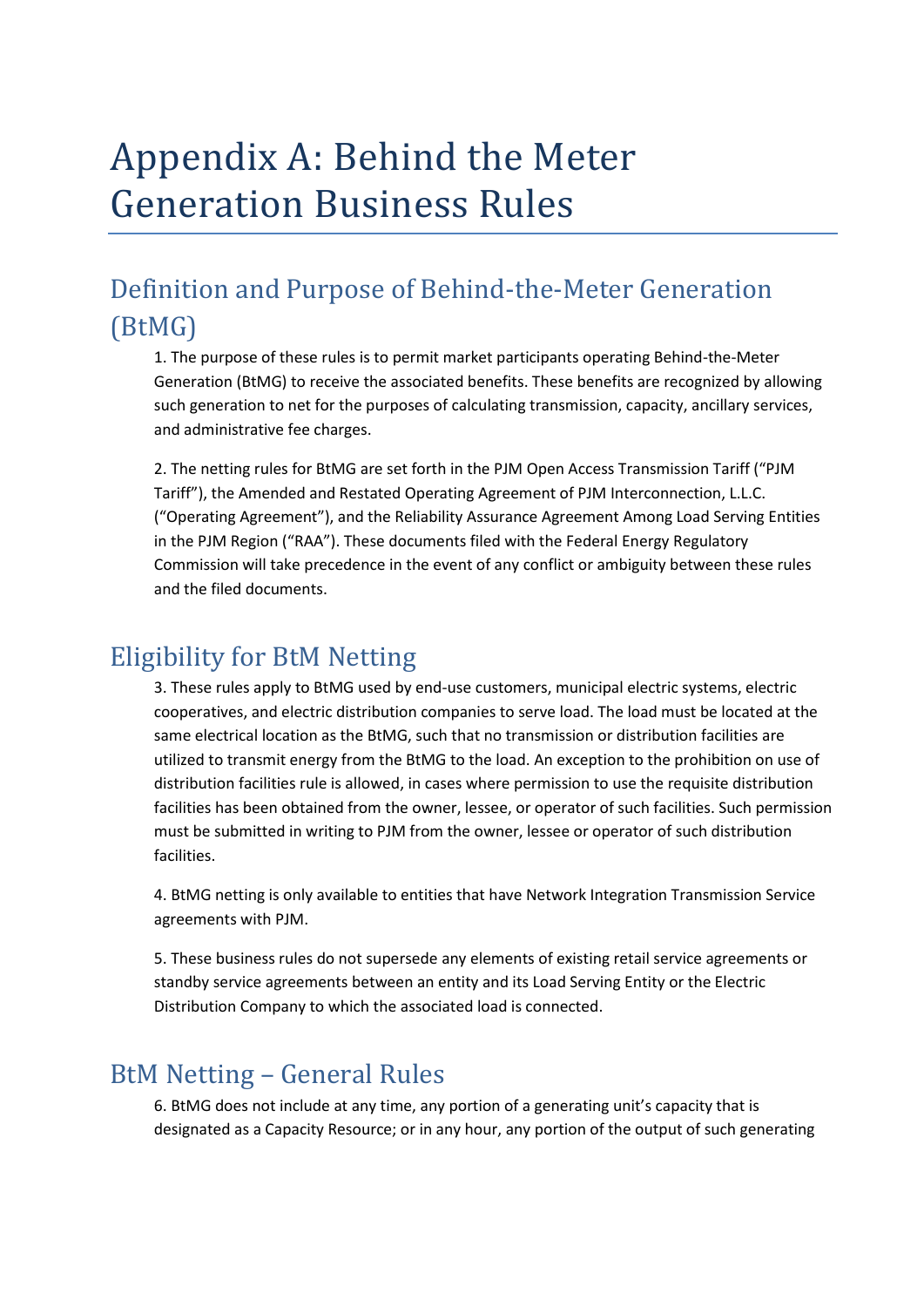# Appendix A: Behind the Meter Generation Business Rules

## Definition and Purpose of Behind-the-Meter Generation (BtMG)

1. The purpose of these rules is to permit market participants operating Behind-the-Meter Generation (BtMG) to receive the associated benefits. These benefits are recognized by allowing such generation to net for the purposes of calculating transmission, capacity, ancillary services, and administrative fee charges.

2. The netting rules for BtMG are set forth in the PJM Open Access Transmission Tariff ("PJM Tariff"), the Amended and Restated Operating Agreement of PJM Interconnection, L.L.C. ("Operating Agreement"), and the Reliability Assurance Agreement Among Load Serving Entities in the PJM Region ("RAA"). These documents filed with the Federal Energy Regulatory Commission will take precedence in the event of any conflict or ambiguity between these rules and the filed documents.

## Eligibility for BtM Netting

3. These rules apply to BtMG used by end-use customers, municipal electric systems, electric cooperatives, and electric distribution companies to serve load. The load must be located at the same electrical location as the BtMG, such that no transmission or distribution facilities are utilized to transmit energy from the BtMG to the load. An exception to the prohibition on use of distribution facilities rule is allowed, in cases where permission to use the requisite distribution facilities has been obtained from the owner, lessee, or operator of such facilities. Such permission must be submitted in writing to PJM from the owner, lessee or operator of such distribution facilities.

4. BtMG netting is only available to entities that have Network Integration Transmission Service agreements with PJM.

5. These business rules do not supersede any elements of existing retail service agreements or standby service agreements between an entity and its Load Serving Entity or the Electric Distribution Company to which the associated load is connected.

## BtM Netting – General Rules

6. BtMG does not include at any time, any portion of a generating unit's capacity that is designated as a Capacity Resource; or in any hour, any portion of the output of such generating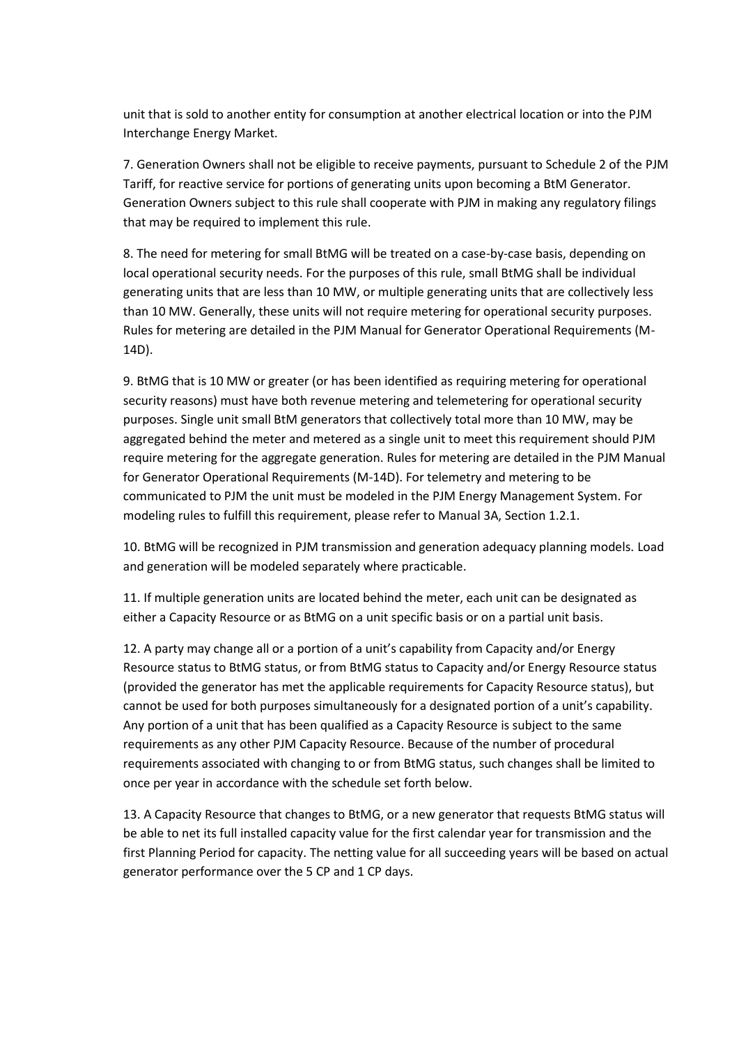unit that is sold to another entity for consumption at another electrical location or into the PJM Interchange Energy Market.

7. Generation Owners shall not be eligible to receive payments, pursuant to Schedule 2 of the PJM Tariff, for reactive service for portions of generating units upon becoming a BtM Generator. Generation Owners subject to this rule shall cooperate with PJM in making any regulatory filings that may be required to implement this rule.

8. The need for metering for small BtMG will be treated on a case-by-case basis, depending on local operational security needs. For the purposes of this rule, small BtMG shall be individual generating units that are less than 10 MW, or multiple generating units that are collectively less than 10 MW. Generally, these units will not require metering for operational security purposes. Rules for metering are detailed in the PJM Manual for Generator Operational Requirements (M-14D).

9. BtMG that is 10 MW or greater (or has been identified as requiring metering for operational security reasons) must have both revenue metering and telemetering for operational security purposes. Single unit small BtM generators that collectively total more than 10 MW, may be aggregated behind the meter and metered as a single unit to meet this requirement should PJM require metering for the aggregate generation. Rules for metering are detailed in the PJM Manual for Generator Operational Requirements (M-14D). For telemetry and metering to be communicated to PJM the unit must be modeled in the PJM Energy Management System. For modeling rules to fulfill this requirement, please refer to Manual 3A, Section 1.2.1.

10. BtMG will be recognized in PJM transmission and generation adequacy planning models. Load and generation will be modeled separately where practicable.

11. If multiple generation units are located behind the meter, each unit can be designated as either a Capacity Resource or as BtMG on a unit specific basis or on a partial unit basis.

12. A party may change all or a portion of a unit's capability from Capacity and/or Energy Resource status to BtMG status, or from BtMG status to Capacity and/or Energy Resource status (provided the generator has met the applicable requirements for Capacity Resource status), but cannot be used for both purposes simultaneously for a designated portion of a unit's capability. Any portion of a unit that has been qualified as a Capacity Resource is subject to the same requirements as any other PJM Capacity Resource. Because of the number of procedural requirements associated with changing to or from BtMG status, such changes shall be limited to once per year in accordance with the schedule set forth below.

13. A Capacity Resource that changes to BtMG, or a new generator that requests BtMG status will be able to net its full installed capacity value for the first calendar year for transmission and the first Planning Period for capacity. The netting value for all succeeding years will be based on actual generator performance over the 5 CP and 1 CP days.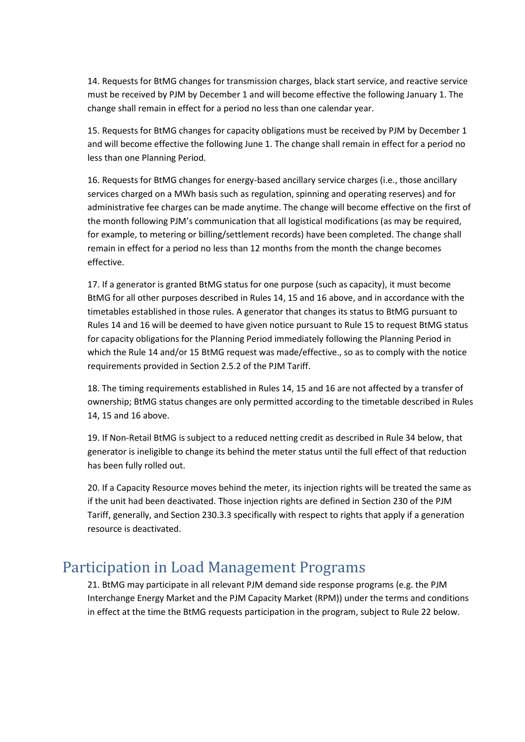14. Requests for BtMG changes for transmission charges, black start service, and reactive service must be received by PJM by December 1 and will become effective the following January 1. The change shall remain in effect for a period no less than one calendar year.

15. Requests for BtMG changes for capacity obligations must be received by PJM by December 1 and will become effective the following June 1. The change shall remain in effect for a period no less than one Planning Period.

16. Requests for BtMG changes for energy-based ancillary service charges (i.e., those ancillary services charged on a MWh basis such as regulation, spinning and operating reserves) and for administrative fee charges can be made anytime. The change will become effective on the first of the month following PJM's communication that all logistical modifications (as may be required, for example, to metering or billing/settlement records) have been completed. The change shall remain in effect for a period no less than 12 months from the month the change becomes effective.

17. If a generator is granted BtMG status for one purpose (such as capacity), it must become BtMG for all other purposes described in Rules 14, 15 and 16 above, and in accordance with the timetables established in those rules. A generator that changes its status to BtMG pursuant to Rules 14 and 16 will be deemed to have given notice pursuant to Rule 15 to request BtMG status for capacity obligations for the Planning Period immediately following the Planning Period in which the Rule 14 and/or 15 BtMG request was made/effective., so as to comply with the notice requirements provided in Section 2.5.2 of the PJM Tariff.

18. The timing requirements established in Rules 14, 15 and 16 are not affected by a transfer of ownership; BtMG status changes are only permitted according to the timetable described in Rules 14, 15 and 16 above.

19. If Non-Retail BtMG is subject to a reduced netting credit as described in Rule 34 below, that generator is ineligible to change its behind the meter status until the full effect of that reduction has been fully rolled out.

20. If a Capacity Resource moves behind the meter, its injection rights will be treated the same as if the unit had been deactivated. Those injection rights are defined in Section 230 of the PJM Tariff, generally, and Section 230.3.3 specifically with respect to rights that apply if a generation resource is deactivated.

## Participation in Load Management Programs

21. BtMG may participate in all relevant PJM demand side response programs (e.g. the PJM Interchange Energy Market and the PJM Capacity Market (RPM)) under the terms and conditions in effect at the time the BtMG requests participation in the program, subject to Rule 22 below.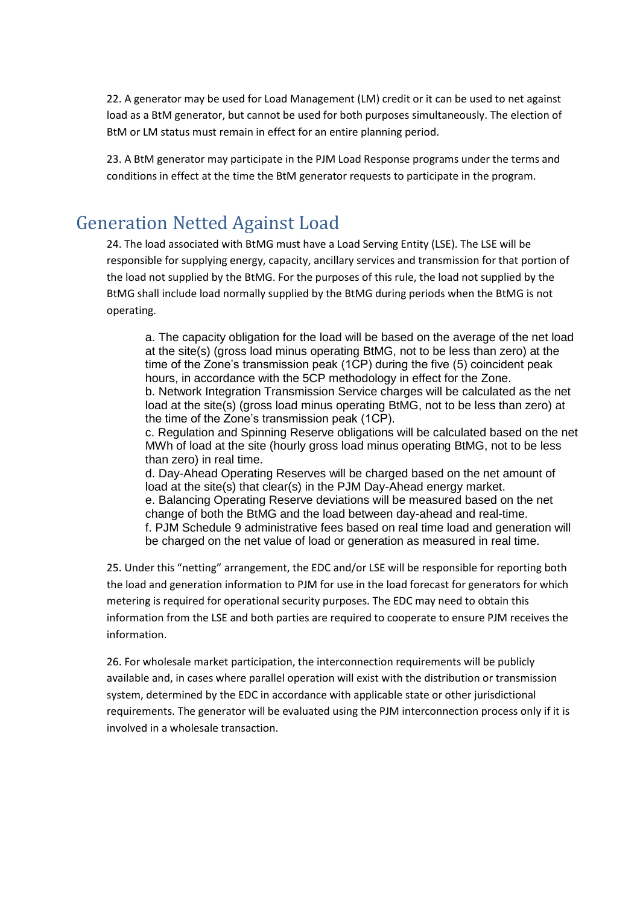22. A generator may be used for Load Management (LM) credit or it can be used to net against load as a BtM generator, but cannot be used for both purposes simultaneously. The election of BtM or LM status must remain in effect for an entire planning period.

23. A BtM generator may participate in the PJM Load Response programs under the terms and conditions in effect at the time the BtM generator requests to participate in the program.

## Generation Netted Against Load

24. The load associated with BtMG must have a Load Serving Entity (LSE). The LSE will be responsible for supplying energy, capacity, ancillary services and transmission for that portion of the load not supplied by the BtMG. For the purposes of this rule, the load not supplied by the BtMG shall include load normally supplied by the BtMG during periods when the BtMG is not operating.

a. The capacity obligation for the load will be based on the average of the net load at the site(s) (gross load minus operating BtMG, not to be less than zero) at the time of the Zone's transmission peak (1CP) during the five (5) coincident peak hours, in accordance with the 5CP methodology in effect for the Zone.
b. Network Integration Transmission Service charges will be calculated as the net load at the site(s) (gross load minus operating BtMG, not to be less than zero) at the time of the Zone's transmission peak (1CP).
c. Regulation and Spinning Reserve obligations will be calculated based on the net MWh of load at the site (hourly gross load minus operating BtMG, not to be less than zero) in real time.
d. Day-Ahead Operating Reserves will be charged based on the net amount of load at the site(s) that clear(s) in the PJM Day-Ahead energy market.
e. Balancing Operating Reserve deviations will be measured based on the net change of both the BtMG and the load between day-ahead and real-time.
f. PJM Schedule 9 administrative fees based on real time load and generation will be charged on the net value of load or generation as measured in real time.

25. Under this "netting" arrangement, the EDC and/or LSE will be responsible for reporting both the load and generation information to PJM for use in the load forecast for generators for which metering is required for operational security purposes. The EDC may need to obtain this information from the LSE and both parties are required to cooperate to ensure PJM receives the information.

26. For wholesale market participation, the interconnection requirements will be publicly available and, in cases where parallel operation will exist with the distribution or transmission system, determined by the EDC in accordance with applicable state or other jurisdictional requirements. The generator will be evaluated using the PJM interconnection process only if it is involved in a wholesale transaction.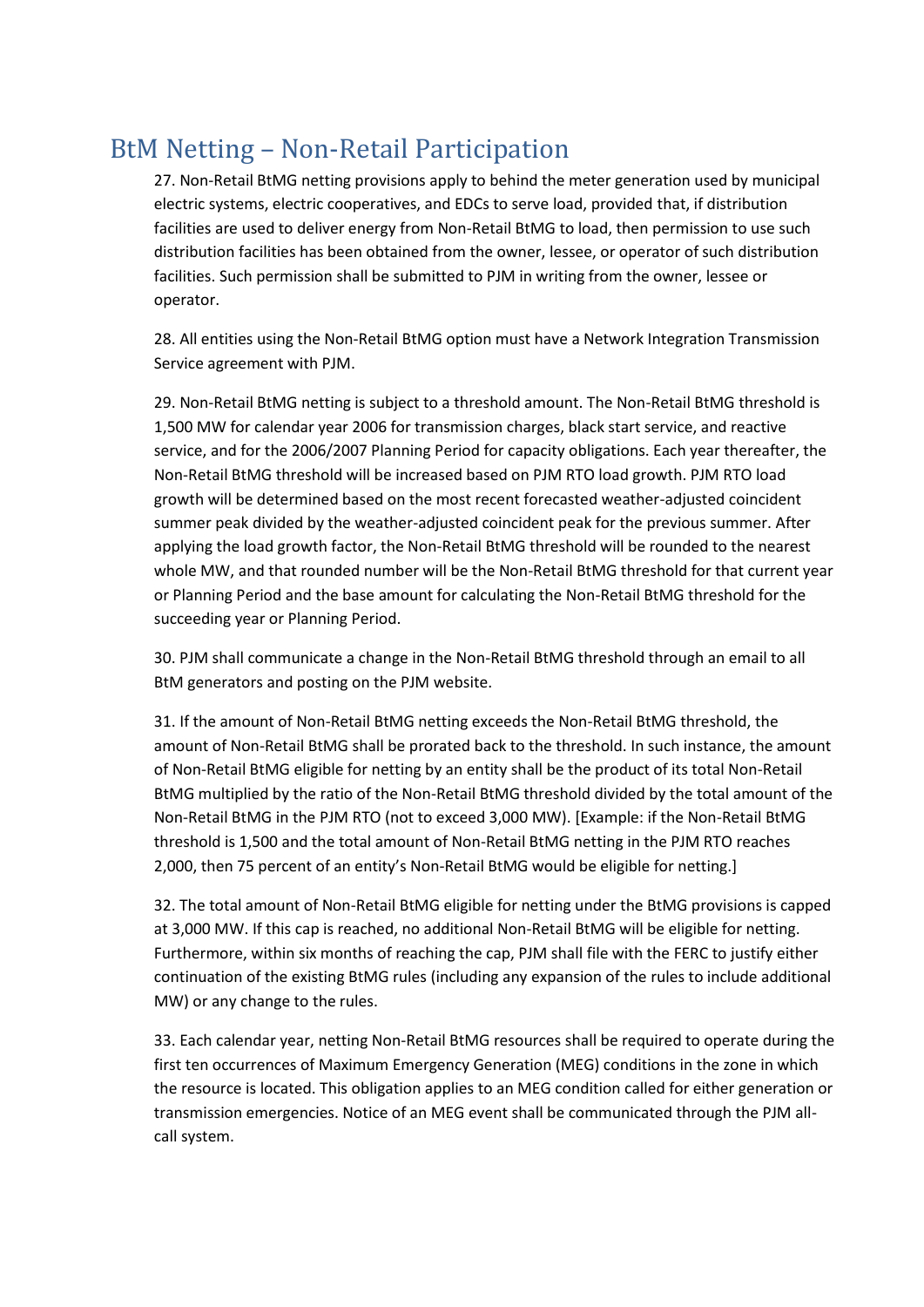# BtM Netting – Non-Retail Participation

27. Non-Retail BtMG netting provisions apply to behind the meter generation used by municipal electric systems, electric cooperatives, and EDCs to serve load, provided that, if distribution facilities are used to deliver energy from Non-Retail BtMG to load, then permission to use such distribution facilities has been obtained from the owner, lessee, or operator of such distribution facilities. Such permission shall be submitted to PJM in writing from the owner, lessee or operator.

28. All entities using the Non-Retail BtMG option must have a Network Integration Transmission Service agreement with PJM.

29. Non-Retail BtMG netting is subject to a threshold amount. The Non-Retail BtMG threshold is 1,500 MW for calendar year 2006 for transmission charges, black start service, and reactive service, and for the 2006/2007 Planning Period for capacity obligations. Each year thereafter, the Non-Retail BtMG threshold will be increased based on PJM RTO load growth. PJM RTO load growth will be determined based on the most recent forecasted weather-adjusted coincident summer peak divided by the weather-adjusted coincident peak for the previous summer. After applying the load growth factor, the Non-Retail BtMG threshold will be rounded to the nearest whole MW, and that rounded number will be the Non-Retail BtMG threshold for that current year or Planning Period and the base amount for calculating the Non-Retail BtMG threshold for the succeeding year or Planning Period.

30. PJM shall communicate a change in the Non-Retail BtMG threshold through an email to all BtM generators and posting on the PJM website.

31. If the amount of Non-Retail BtMG netting exceeds the Non-Retail BtMG threshold, the amount of Non-Retail BtMG shall be prorated back to the threshold. In such instance, the amount of Non-Retail BtMG eligible for netting by an entity shall be the product of its total Non-Retail BtMG multiplied by the ratio of the Non-Retail BtMG threshold divided by the total amount of the Non-Retail BtMG in the PJM RTO (not to exceed 3,000 MW). [Example: if the Non-Retail BtMG threshold is 1,500 and the total amount of Non-Retail BtMG netting in the PJM RTO reaches 2,000, then 75 percent of an entity's Non-Retail BtMG would be eligible for netting.]

32. The total amount of Non-Retail BtMG eligible for netting under the BtMG provisions is capped at 3,000 MW. If this cap is reached, no additional Non-Retail BtMG will be eligible for netting. Furthermore, within six months of reaching the cap, PJM shall file with the FERC to justify either continuation of the existing BtMG rules (including any expansion of the rules to include additional MW) or any change to the rules.

33. Each calendar year, netting Non-Retail BtMG resources shall be required to operate during the first ten occurrences of Maximum Emergency Generation (MEG) conditions in the zone in which the resource is located. This obligation applies to an MEG condition called for either generation or transmission emergencies. Notice of an MEG event shall be communicated through the PJM all-call system.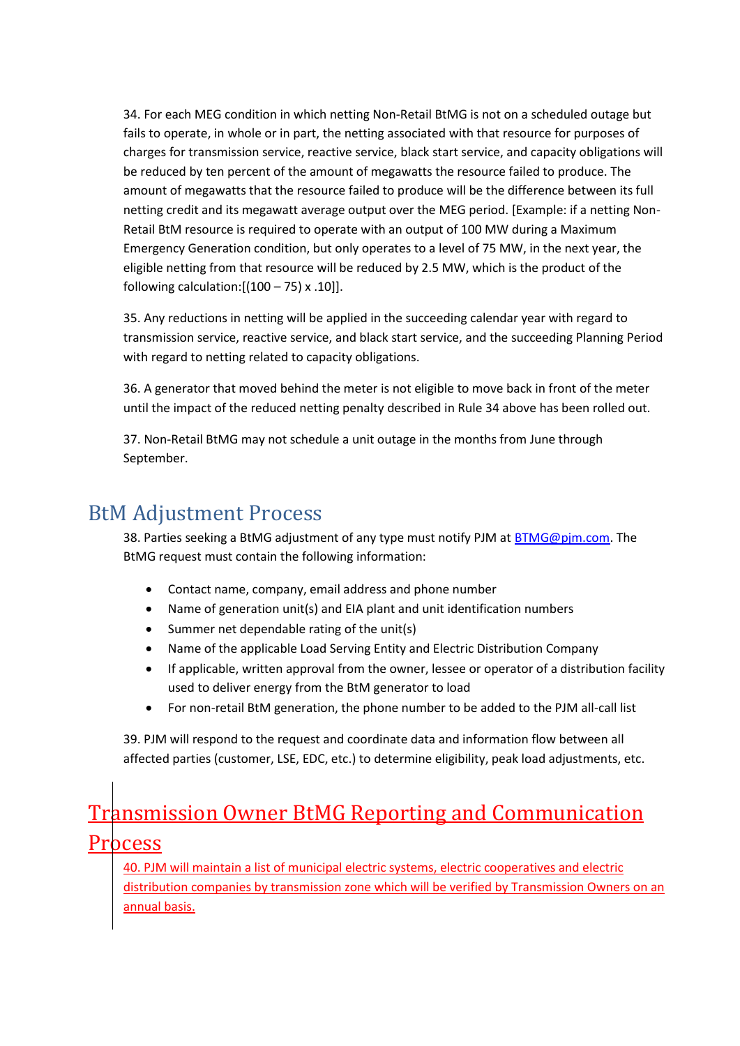34. For each MEG condition in which netting Non-Retail BtMG is not on a scheduled outage but fails to operate, in whole or in part, the netting associated with that resource for purposes of charges for transmission service, reactive service, black start service, and capacity obligations will be reduced by ten percent of the amount of megawatts the resource failed to produce. The amount of megawatts that the resource failed to produce will be the difference between its full netting credit and its megawatt average output over the MEG period. [Example: if a netting Non-Retail BtM resource is required to operate with an output of 100 MW during a Maximum Emergency Generation condition, but only operates to a level of 75 MW, in the next year, the eligible netting from that resource will be reduced by 2.5 MW, which is the product of the following calculation:[(100 – 75) x .10]].

35. Any reductions in netting will be applied in the succeeding calendar year with regard to transmission service, reactive service, and black start service, and the succeeding Planning Period with regard to netting related to capacity obligations.

36. A generator that moved behind the meter is not eligible to move back in front of the meter until the impact of the reduced netting penalty described in Rule 34 above has been rolled out.

37. Non-Retail BtMG may not schedule a unit outage in the months from June through September.

## BtM Adjustment Process

38. Parties seeking a BtMG adjustment of any type must notify PJM at BTMG@pjm.com. The BtMG request must contain the following information:

- Contact name, company, email address and phone number
- Name of generation unit(s) and EIA plant and unit identification numbers
- Summer net dependable rating of the unit(s)
- Name of the applicable Load Serving Entity and Electric Distribution Company
- If applicable, written approval from the owner, lessee or operator of a distribution facility used to deliver energy from the BtM generator to load
- For non-retail BtM generation, the phone number to be added to the PJM all-call list

39. PJM will respond to the request and coordinate data and information flow between all affected parties (customer, LSE, EDC, etc.) to determine eligibility, peak load adjustments, etc.

## Transmission Owner BtMG Reporting and Communication Process

40. PJM will maintain a list of municipal electric systems, electric cooperatives and electric distribution companies by transmission zone which will be verified by Transmission Owners on an annual basis.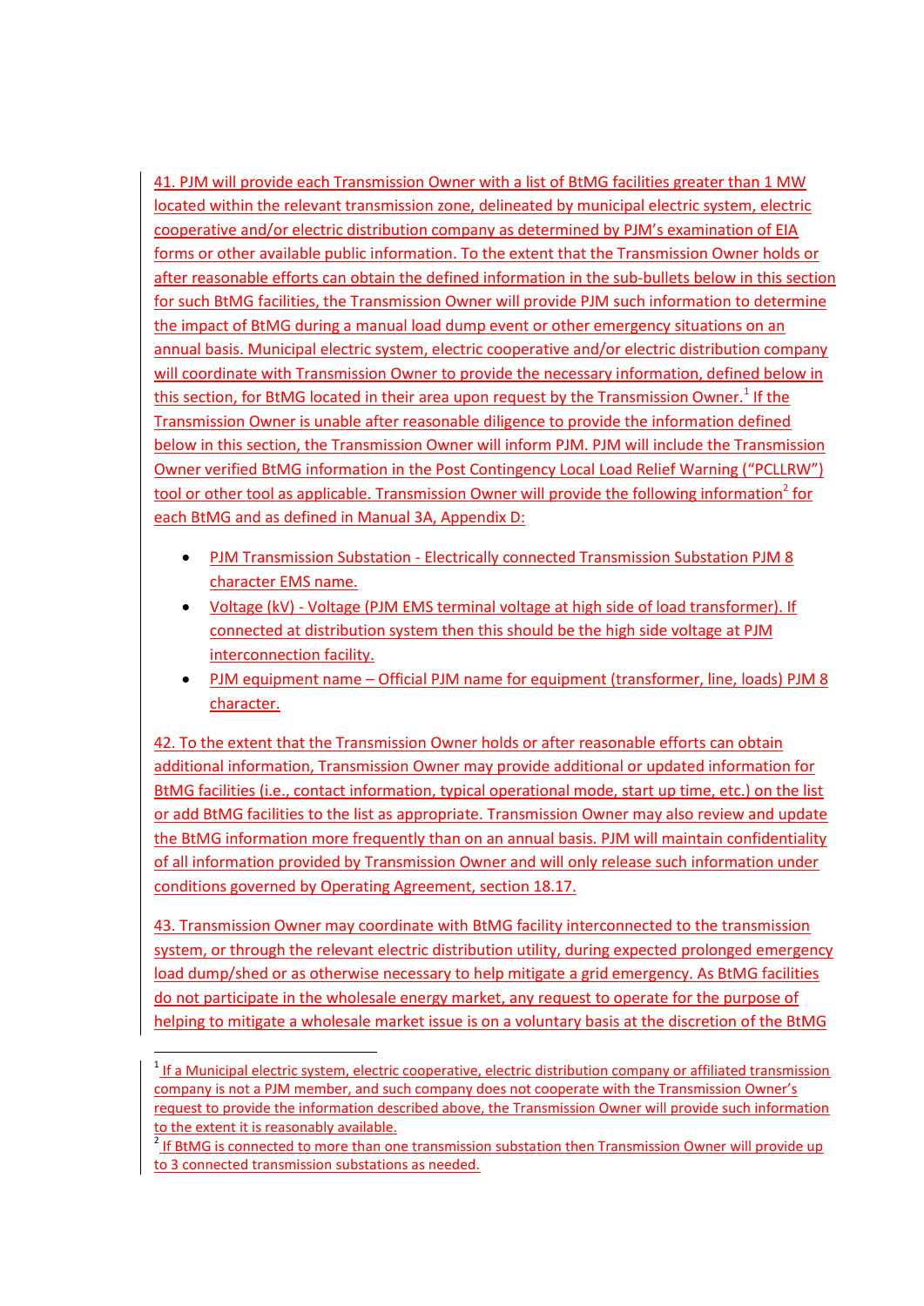41. PJM will provide each Transmission Owner with a list of BtMG facilities greater than 1 MW located within the relevant transmission zone, delineated by municipal electric system, electric cooperative and/or electric distribution company as determined by PJM's examination of EIA forms or other available public information. To the extent that the Transmission Owner holds or after reasonable efforts can obtain the defined information in the sub-bullets below in this section for such BtMG facilities, the Transmission Owner will provide PJM such information to determine the impact of BtMG during a manual load dump event or other emergency situations on an annual basis. Municipal electric system, electric cooperative and/or electric distribution company will coordinate with Transmission Owner to provide the necessary information, defined below in this section, for BtMG located in their area upon request by the Transmission Owner.[1] If the Transmission Owner is unable after reasonable diligence to provide the information defined below in this section, the Transmission Owner will inform PJM. PJM will include the Transmission Owner verified BtMG information in the Post Contingency Local Load Relief Warning ("PCLLRW") tool or other tool as applicable. Transmission Owner will provide the following information[2] for each BtMG and as defined in Manual 3A, Appendix D:

- PJM Transmission Substation - Electrically connected Transmission Substation PJM 8 character EMS name.
- Voltage (kV) - Voltage (PJM EMS terminal voltage at high side of load transformer). If connected at distribution system then this should be the high side voltage at PJM interconnection facility.
- PJM equipment name – Official PJM name for equipment (transformer, line, loads) PJM 8 character.

42. To the extent that the Transmission Owner holds or after reasonable efforts can obtain additional information, Transmission Owner may provide additional or updated information for BtMG facilities (i.e., contact information, typical operational mode, start up time, etc.) on the list or add BtMG facilities to the list as appropriate. Transmission Owner may also review and update the BtMG information more frequently than on an annual basis. PJM will maintain confidentiality of all information provided by Transmission Owner and will only release such information under conditions governed by Operating Agreement, section 18.17.

43. Transmission Owner may coordinate with BtMG facility interconnected to the transmission system, or through the relevant electric distribution utility, during expected prolonged emergency load dump/shed or as otherwise necessary to help mitigate a grid emergency. As BtMG facilities do not participate in the wholesale energy market, any request to operate for the purpose of helping to mitigate a wholesale market issue is on a voluntary basis at the discretion of the BtMG

---

[1] If a Municipal electric system, electric cooperative, electric distribution company or affiliated transmission company is not a PJM member, and such company does not cooperate with the Transmission Owner's request to provide the information described above, the Transmission Owner will provide such information to the extent it is reasonably available.

[2] If BtMG is connected to more than one transmission substation then Transmission Owner will provide up to 3 connected transmission substations as needed.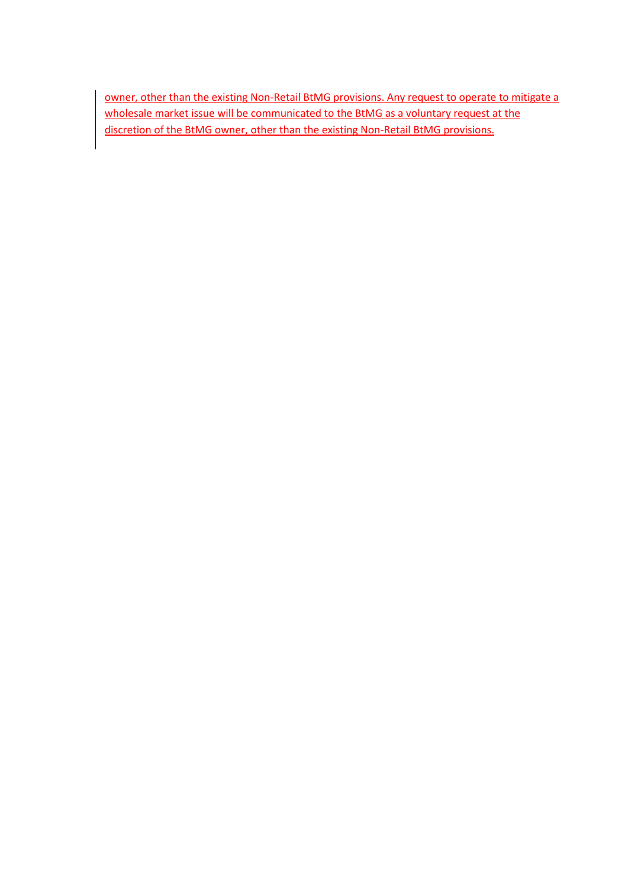owner, other than the existing Non-Retail BtMG provisions. Any request to operate to mitigate a wholesale market issue will be communicated to the BtMG as a voluntary request at the discretion of the BtMG owner, other than the existing Non-Retail BtMG provisions.